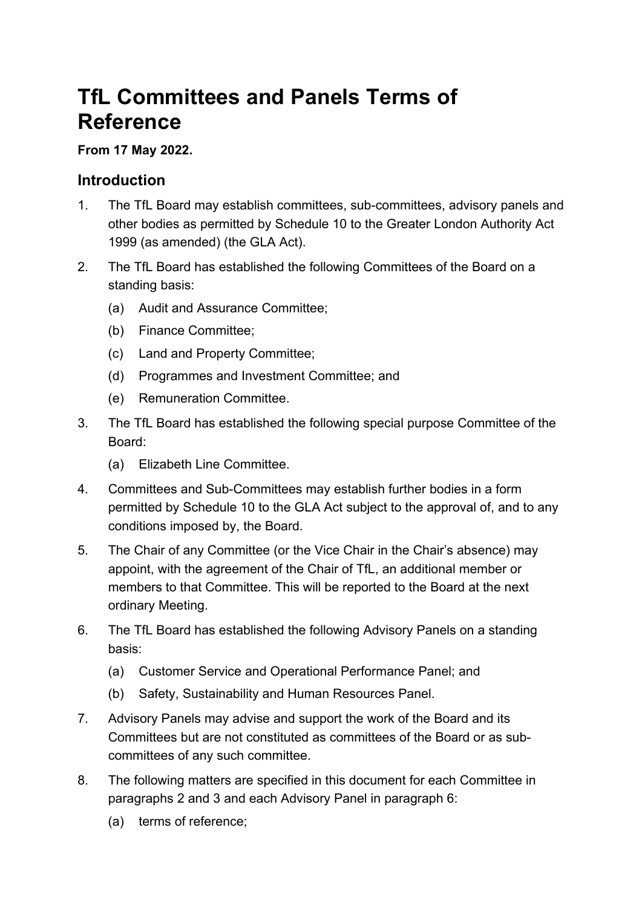# TfL Committees and Panels Terms of Reference

**From 17 May 2022.**

## Introduction

1. The TfL Board may establish committees, sub-committees, advisory panels and other bodies as permitted by Schedule 10 to the Greater London Authority Act 1999 (as amended) (the GLA Act).

2. The TfL Board has established the following Committees of the Board on a standing basis:
   (a) Audit and Assurance Committee;
   (b) Finance Committee;
   (c) Land and Property Committee;
   (d) Programmes and Investment Committee; and
   (e) Remuneration Committee.

3. The TfL Board has established the following special purpose Committee of the Board:
   (a) Elizabeth Line Committee.

4. Committees and Sub-Committees may establish further bodies in a form permitted by Schedule 10 to the GLA Act subject to the approval of, and to any conditions imposed by, the Board.

5. The Chair of any Committee (or the Vice Chair in the Chair's absence) may appoint, with the agreement of the Chair of TfL, an additional member or members to that Committee. This will be reported to the Board at the next ordinary Meeting.

6. The TfL Board has established the following Advisory Panels on a standing basis:
   (a) Customer Service and Operational Performance Panel; and
   (b) Safety, Sustainability and Human Resources Panel.

7. Advisory Panels may advise and support the work of the Board and its Committees but are not constituted as committees of the Board or as sub-committees of any such committee.

8. The following matters are specified in this document for each Committee in paragraphs 2 and 3 and each Advisory Panel in paragraph 6:
   (a) terms of reference;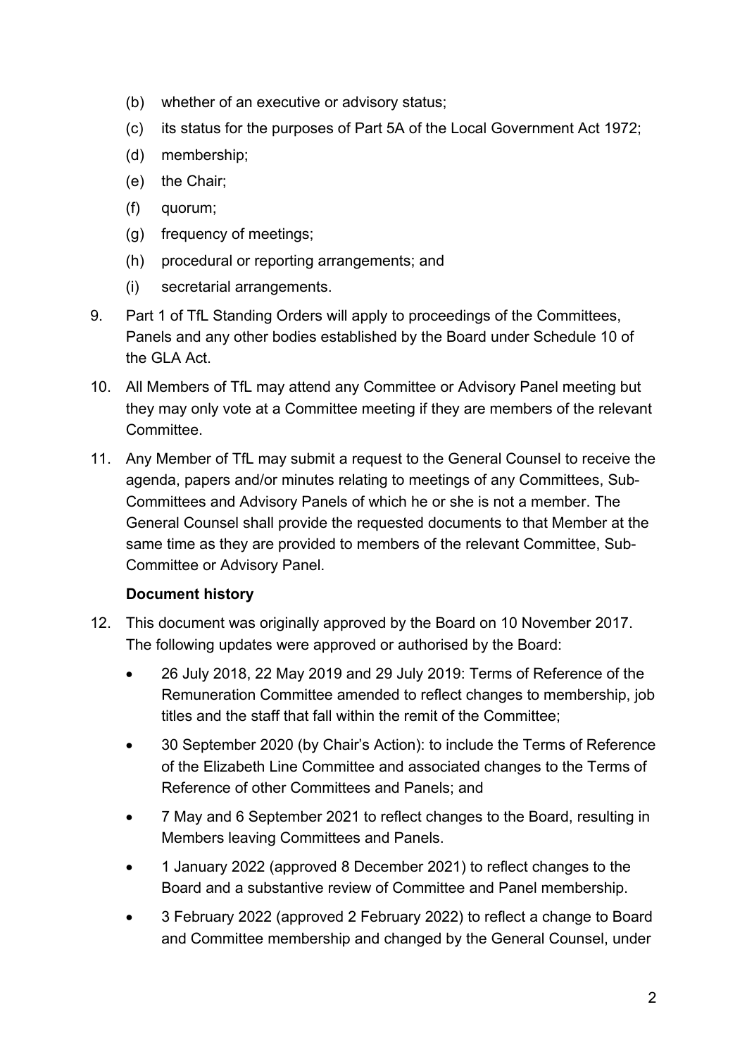(b) whether of an executive or advisory status;

(c) its status for the purposes of Part 5A of the Local Government Act 1972;

(d) membership;

(e) the Chair;

(f) quorum;

(g) frequency of meetings;

(h) procedural or reporting arrangements; and

(i) secretarial arrangements.

9. Part 1 of TfL Standing Orders will apply to proceedings of the Committees, Panels and any other bodies established by the Board under Schedule 10 of the GLA Act.

10. All Members of TfL may attend any Committee or Advisory Panel meeting but they may only vote at a Committee meeting if they are members of the relevant Committee.

11. Any Member of TfL may submit a request to the General Counsel to receive the agenda, papers and/or minutes relating to meetings of any Committees, Sub-Committees and Advisory Panels of which he or she is not a member. The General Counsel shall provide the requested documents to that Member at the same time as they are provided to members of the relevant Committee, Sub-Committee or Advisory Panel.

**Document history**

12. This document was originally approved by the Board on 10 November 2017. The following updates were approved or authorised by the Board:

   - 26 July 2018, 22 May 2019 and 29 July 2019: Terms of Reference of the Remuneration Committee amended to reflect changes to membership, job titles and the staff that fall within the remit of the Committee;
   - 30 September 2020 (by Chair's Action): to include the Terms of Reference of the Elizabeth Line Committee and associated changes to the Terms of Reference of other Committees and Panels; and
   - 7 May and 6 September 2021 to reflect changes to the Board, resulting in Members leaving Committees and Panels.
   - 1 January 2022 (approved 8 December 2021) to reflect changes to the Board and a substantive review of Committee and Panel membership.
   - 3 February 2022 (approved 2 February 2022) to reflect a change to Board and Committee membership and changed by the General Counsel, under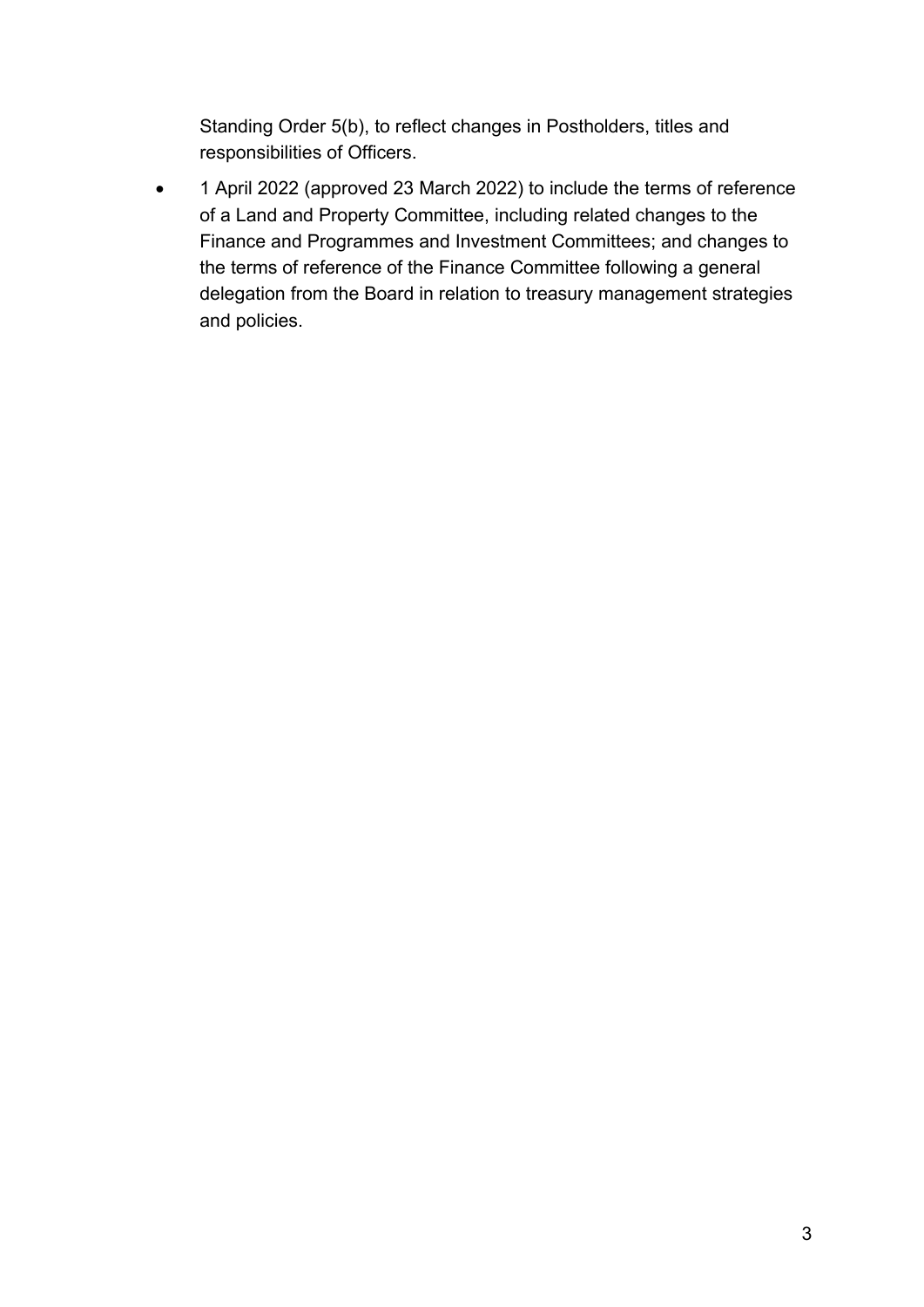Standing Order 5(b), to reflect changes in Postholders, titles and responsibilities of Officers.

- 1 April 2022 (approved 23 March 2022) to include the terms of reference of a Land and Property Committee, including related changes to the Finance and Programmes and Investment Committees; and changes to the terms of reference of the Finance Committee following a general delegation from the Board in relation to treasury management strategies and policies.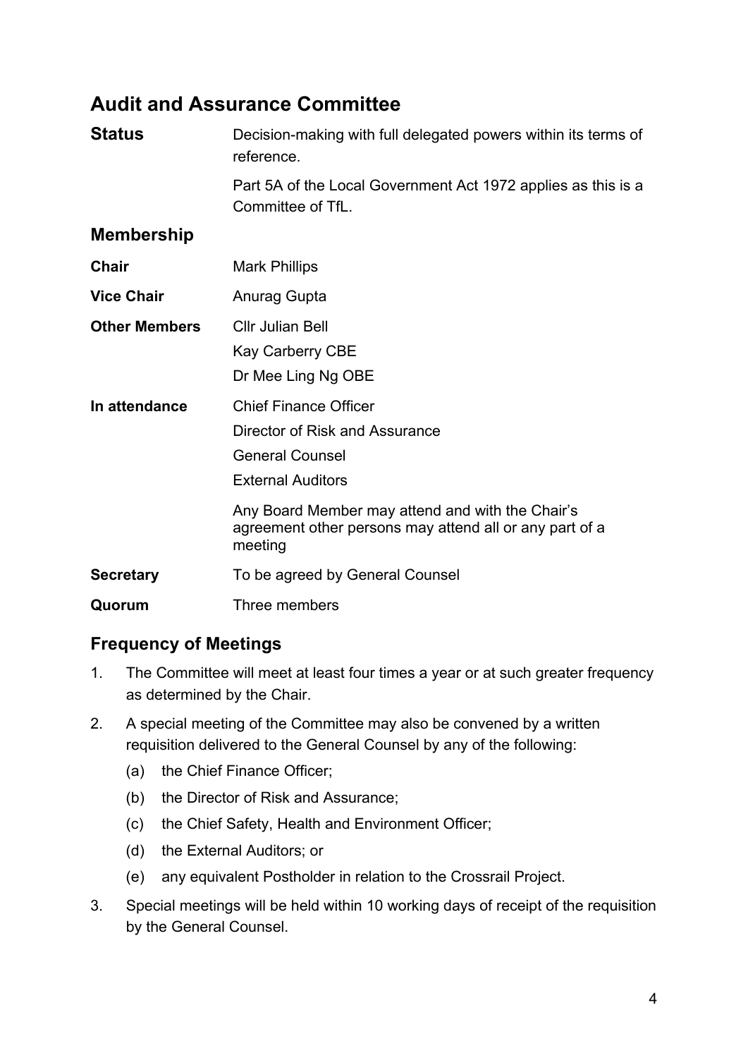## Audit and Assurance Committee

**Status** Decision-making with full delegated powers within its terms of reference.

Part 5A of the Local Government Act 1972 applies as this is a Committee of TfL.

### Membership

**Chair** Mark Phillips

**Vice Chair** Anurag Gupta

**Other Members** Cllr Julian Bell
Kay Carberry CBE
Dr Mee Ling Ng OBE

**In attendance** Chief Finance Officer
Director of Risk and Assurance
General Counsel
External Auditors

Any Board Member may attend and with the Chair's agreement other persons may attend all or any part of a meeting

**Secretary** To be agreed by General Counsel

**Quorum** Three members

### Frequency of Meetings

1. The Committee will meet at least four times a year or at such greater frequency as determined by the Chair.
2. A special meeting of the Committee may also be convened by a written requisition delivered to the General Counsel by any of the following:
   (a) the Chief Finance Officer;
   (b) the Director of Risk and Assurance;
   (c) the Chief Safety, Health and Environment Officer;
   (d) the External Auditors; or
   (e) any equivalent Postholder in relation to the Crossrail Project.
3. Special meetings will be held within 10 working days of receipt of the requisition by the General Counsel.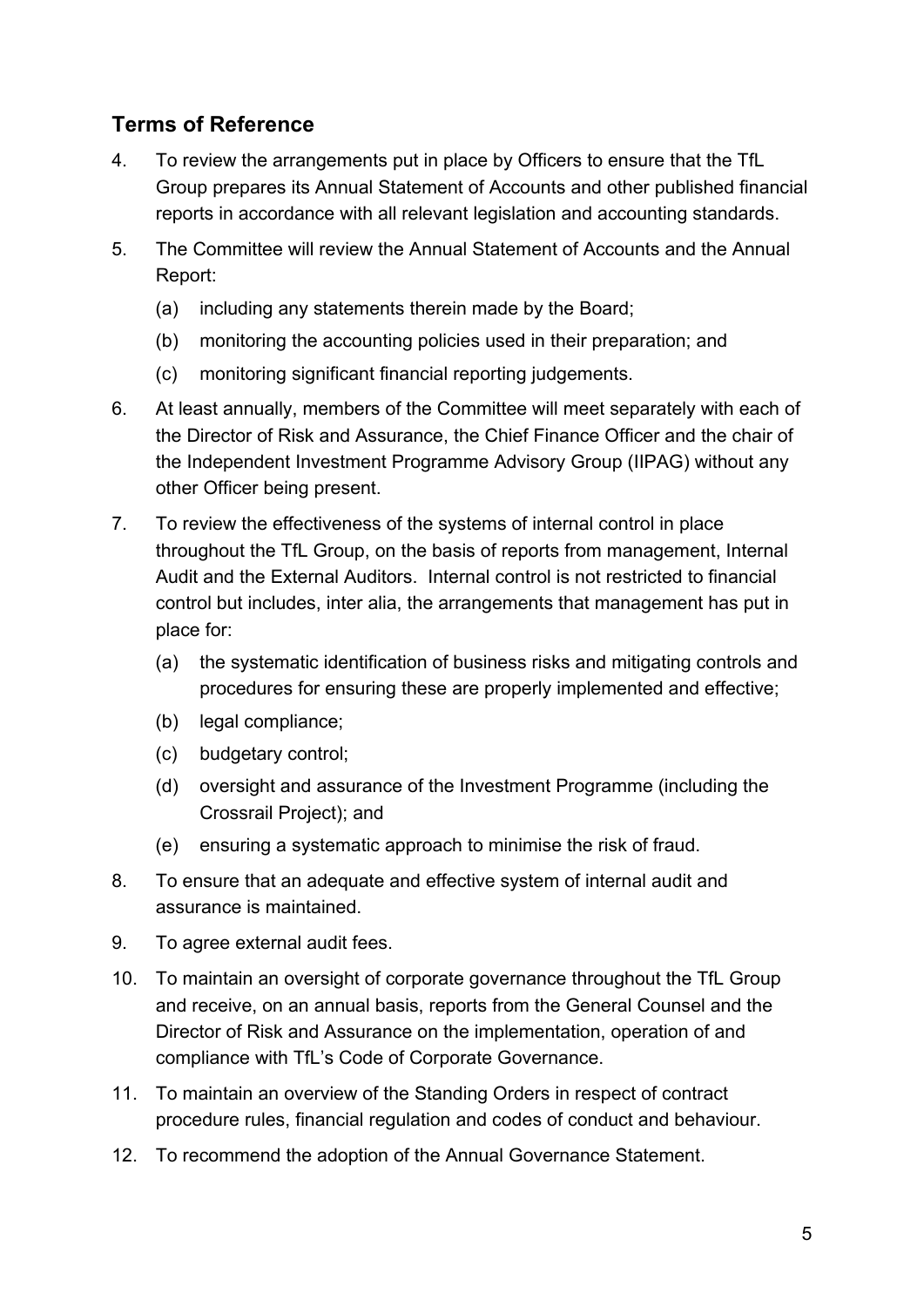## Terms of Reference

4. To review the arrangements put in place by Officers to ensure that the TfL Group prepares its Annual Statement of Accounts and other published financial reports in accordance with all relevant legislation and accounting standards.

5. The Committee will review the Annual Statement of Accounts and the Annual Report:

   (a) including any statements therein made by the Board;

   (b) monitoring the accounting policies used in their preparation; and

   (c) monitoring significant financial reporting judgements.

6. At least annually, members of the Committee will meet separately with each of the Director of Risk and Assurance, the Chief Finance Officer and the chair of the Independent Investment Programme Advisory Group (IIPAG) without any other Officer being present.

7. To review the effectiveness of the systems of internal control in place throughout the TfL Group, on the basis of reports from management, Internal Audit and the External Auditors. Internal control is not restricted to financial control but includes, inter alia, the arrangements that management has put in place for:

   (a) the systematic identification of business risks and mitigating controls and procedures for ensuring these are properly implemented and effective;

   (b) legal compliance;

   (c) budgetary control;

   (d) oversight and assurance of the Investment Programme (including the Crossrail Project); and

   (e) ensuring a systematic approach to minimise the risk of fraud.

8. To ensure that an adequate and effective system of internal audit and assurance is maintained.

9. To agree external audit fees.

10. To maintain an oversight of corporate governance throughout the TfL Group and receive, on an annual basis, reports from the General Counsel and the Director of Risk and Assurance on the implementation, operation of and compliance with TfL's Code of Corporate Governance.

11. To maintain an overview of the Standing Orders in respect of contract procedure rules, financial regulation and codes of conduct and behaviour.

12. To recommend the adoption of the Annual Governance Statement.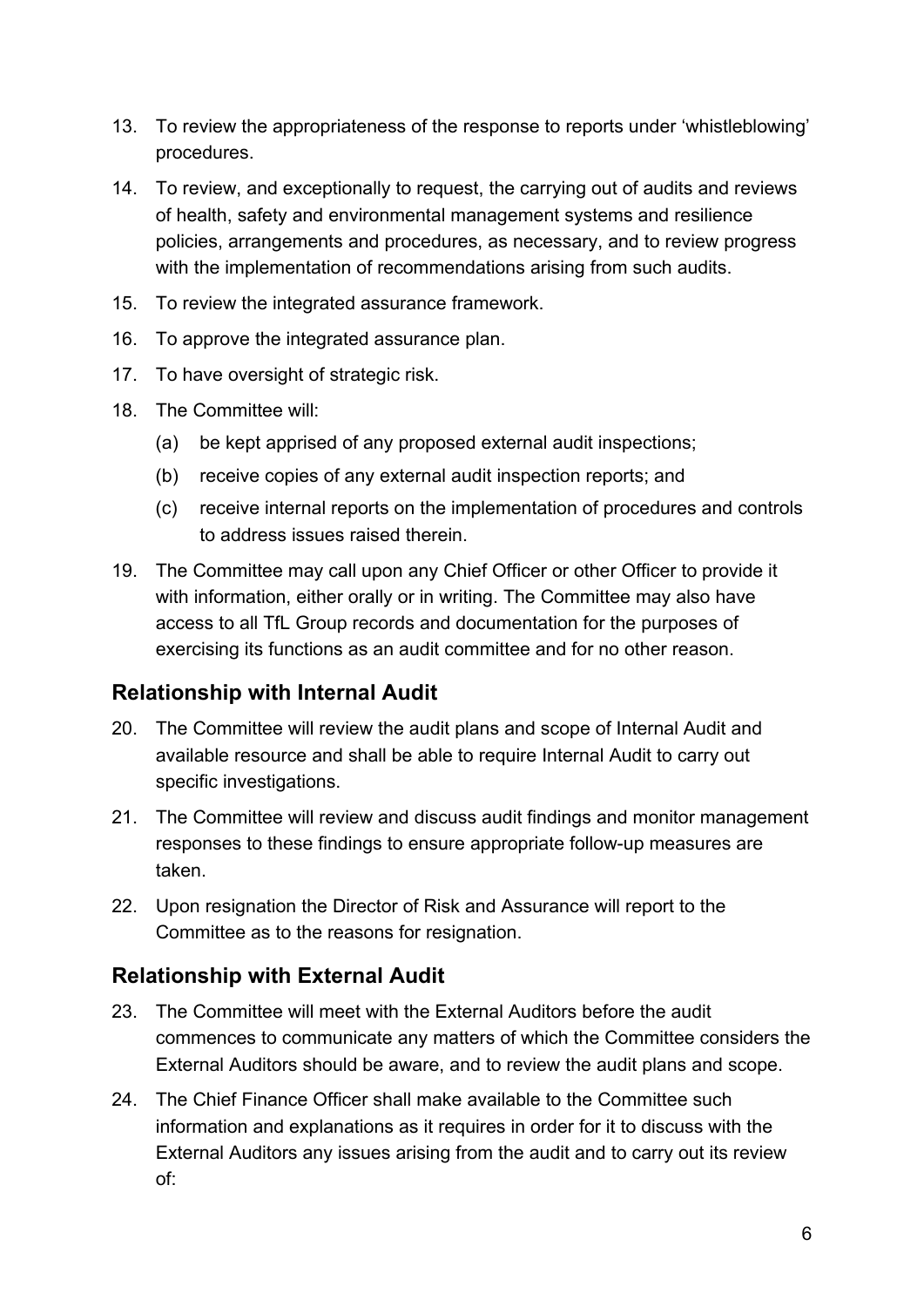13. To review the appropriateness of the response to reports under 'whistleblowing' procedures.
14. To review, and exceptionally to request, the carrying out of audits and reviews of health, safety and environmental management systems and resilience policies, arrangements and procedures, as necessary, and to review progress with the implementation of recommendations arising from such audits.
15. To review the integrated assurance framework.
16. To approve the integrated assurance plan.
17. To have oversight of strategic risk.
18. The Committee will:
    (a) be kept apprised of any proposed external audit inspections;
    (b) receive copies of any external audit inspection reports; and
    (c) receive internal reports on the implementation of procedures and controls to address issues raised therein.
19. The Committee may call upon any Chief Officer or other Officer to provide it with information, either orally or in writing. The Committee may also have access to all TfL Group records and documentation for the purposes of exercising its functions as an audit committee and for no other reason.

## Relationship with Internal Audit

20. The Committee will review the audit plans and scope of Internal Audit and available resource and shall be able to require Internal Audit to carry out specific investigations.
21. The Committee will review and discuss audit findings and monitor management responses to these findings to ensure appropriate follow-up measures are taken.
22. Upon resignation the Director of Risk and Assurance will report to the Committee as to the reasons for resignation.

## Relationship with External Audit

23. The Committee will meet with the External Auditors before the audit commences to communicate any matters of which the Committee considers the External Auditors should be aware, and to review the audit plans and scope.
24. The Chief Finance Officer shall make available to the Committee such information and explanations as it requires in order for it to discuss with the External Auditors any issues arising from the audit and to carry out its review of: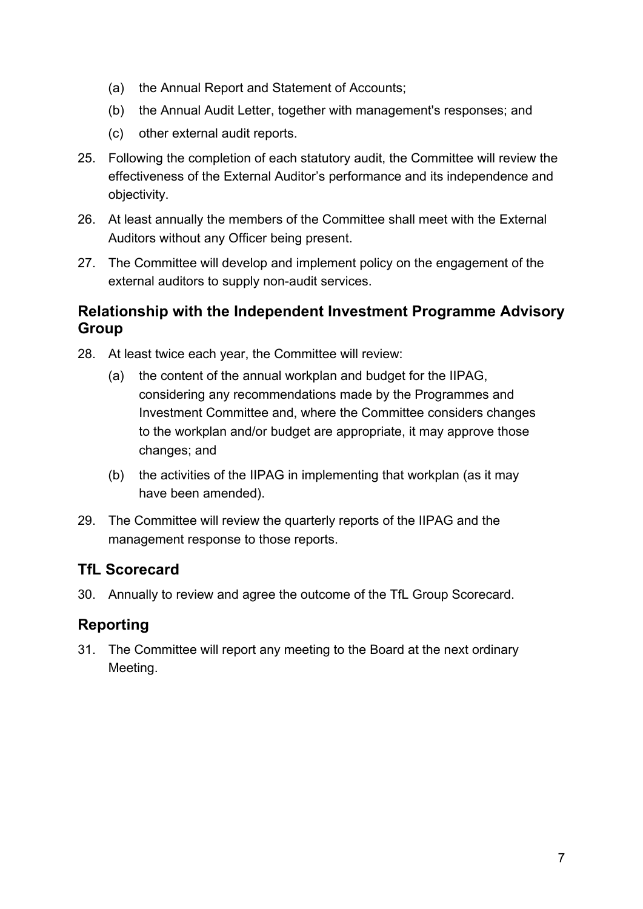(a) the Annual Report and Statement of Accounts;

(b) the Annual Audit Letter, together with management's responses; and

(c) other external audit reports.

25. Following the completion of each statutory audit, the Committee will review the effectiveness of the External Auditor's performance and its independence and objectivity.

26. At least annually the members of the Committee shall meet with the External Auditors without any Officer being present.

27. The Committee will develop and implement policy on the engagement of the external auditors to supply non-audit services.

## Relationship with the Independent Investment Programme Advisory Group

28. At least twice each year, the Committee will review:

    (a) the content of the annual workplan and budget for the IIPAG, considering any recommendations made by the Programmes and Investment Committee and, where the Committee considers changes to the workplan and/or budget are appropriate, it may approve those changes; and

    (b) the activities of the IIPAG in implementing that workplan (as it may have been amended).

29. The Committee will review the quarterly reports of the IIPAG and the management response to those reports.

## TfL Scorecard

30. Annually to review and agree the outcome of the TfL Group Scorecard.

## Reporting

31. The Committee will report any meeting to the Board at the next ordinary Meeting.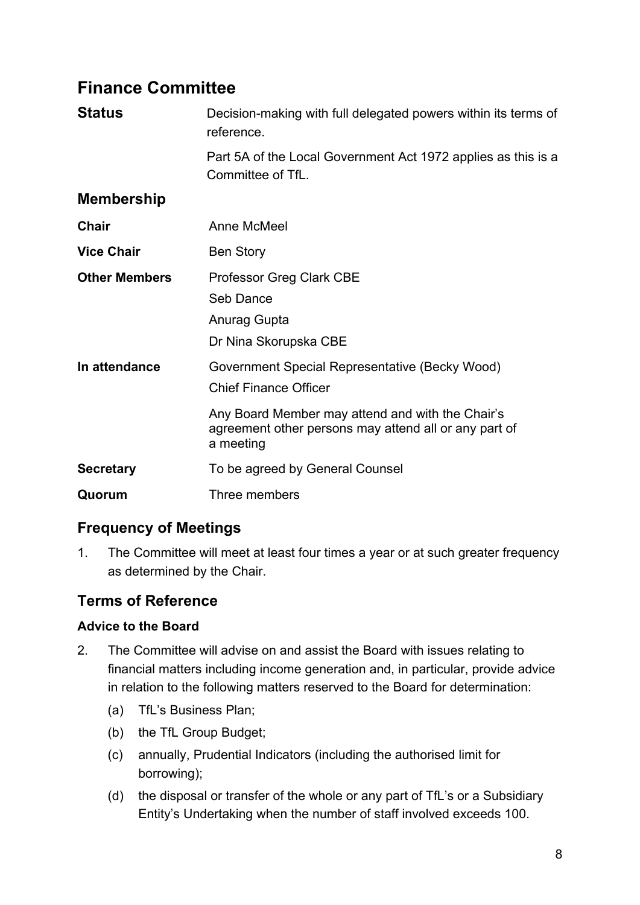## Finance Committee

**Status** Decision-making with full delegated powers within its terms of reference.

Part 5A of the Local Government Act 1972 applies as this is a Committee of TfL.

### Membership

**Chair** Anne McMeel

**Vice Chair** Ben Story

**Other Members** Professor Greg Clark CBE
Seb Dance
Anurag Gupta
Dr Nina Skorupska CBE

**In attendance** Government Special Representative (Becky Wood)
Chief Finance Officer

Any Board Member may attend and with the Chair's agreement other persons may attend all or any part of a meeting

**Secretary** To be agreed by General Counsel

**Quorum** Three members

### Frequency of Meetings

1. The Committee will meet at least four times a year or at such greater frequency as determined by the Chair.

### Terms of Reference

**Advice to the Board**

2. The Committee will advise on and assist the Board with issues relating to financial matters including income generation and, in particular, provide advice in relation to the following matters reserved to the Board for determination:
   - (a) TfL's Business Plan;
   - (b) the TfL Group Budget;
   - (c) annually, Prudential Indicators (including the authorised limit for borrowing);
   - (d) the disposal or transfer of the whole or any part of TfL's or a Subsidiary Entity's Undertaking when the number of staff involved exceeds 100.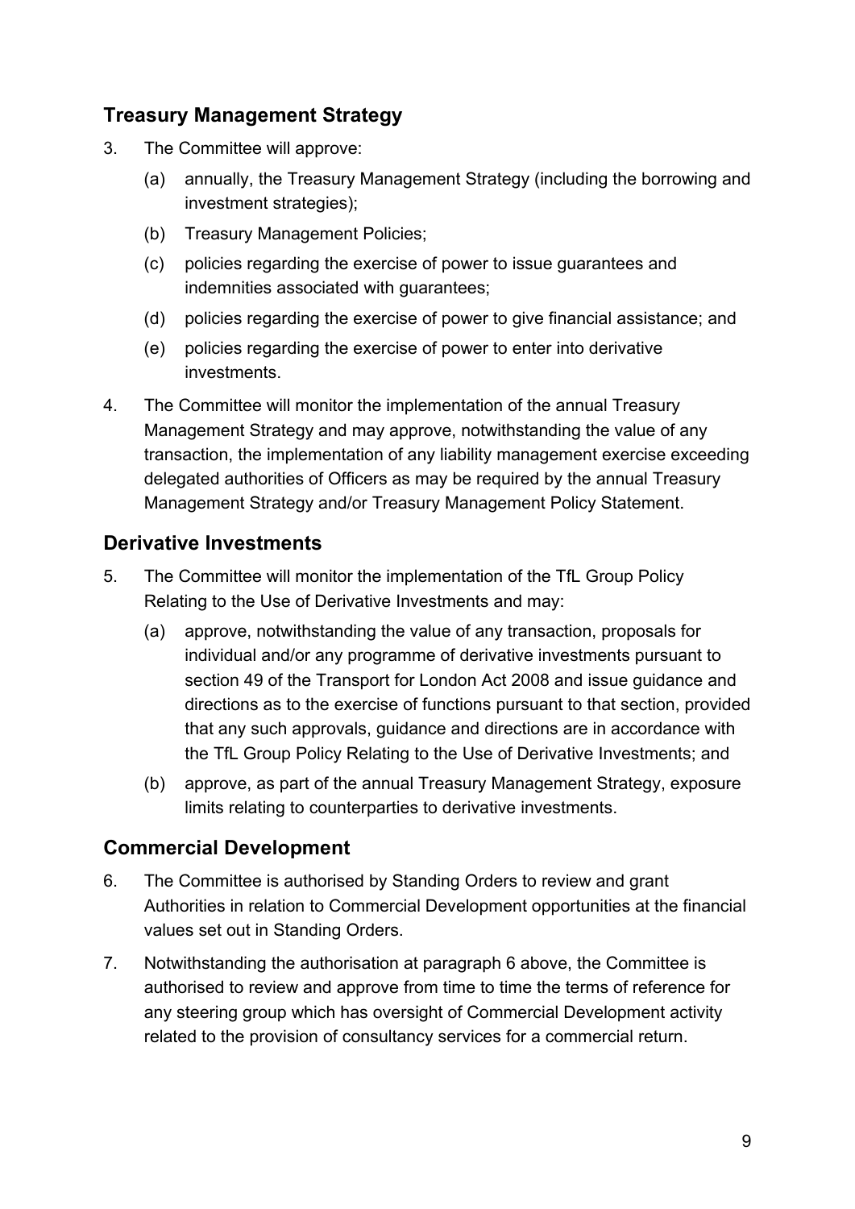## Treasury Management Strategy

3. The Committee will approve:

   (a) annually, the Treasury Management Strategy (including the borrowing and investment strategies);

   (b) Treasury Management Policies;

   (c) policies regarding the exercise of power to issue guarantees and indemnities associated with guarantees;

   (d) policies regarding the exercise of power to give financial assistance; and

   (e) policies regarding the exercise of power to enter into derivative investments.

4. The Committee will monitor the implementation of the annual Treasury Management Strategy and may approve, notwithstanding the value of any transaction, the implementation of any liability management exercise exceeding delegated authorities of Officers as may be required by the annual Treasury Management Strategy and/or Treasury Management Policy Statement.

## Derivative Investments

5. The Committee will monitor the implementation of the TfL Group Policy Relating to the Use of Derivative Investments and may:

   (a) approve, notwithstanding the value of any transaction, proposals for individual and/or any programme of derivative investments pursuant to section 49 of the Transport for London Act 2008 and issue guidance and directions as to the exercise of functions pursuant to that section, provided that any such approvals, guidance and directions are in accordance with the TfL Group Policy Relating to the Use of Derivative Investments; and

   (b) approve, as part of the annual Treasury Management Strategy, exposure limits relating to counterparties to derivative investments.

## Commercial Development

6. The Committee is authorised by Standing Orders to review and grant Authorities in relation to Commercial Development opportunities at the financial values set out in Standing Orders.

7. Notwithstanding the authorisation at paragraph 6 above, the Committee is authorised to review and approve from time to time the terms of reference for any steering group which has oversight of Commercial Development activity related to the provision of consultancy services for a commercial return.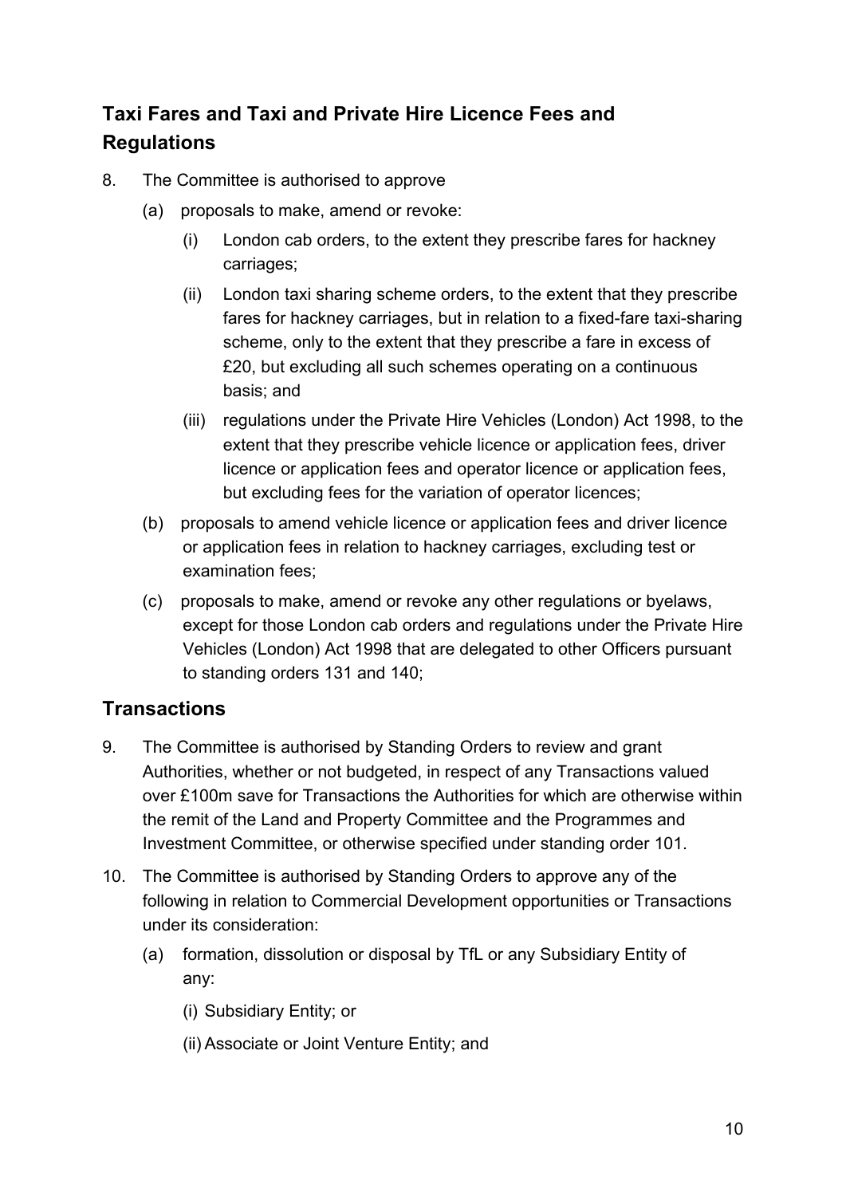## Taxi Fares and Taxi and Private Hire Licence Fees and Regulations

8. The Committee is authorised to approve

   (a) proposals to make, amend or revoke:

      (i) London cab orders, to the extent they prescribe fares for hackney carriages;

      (ii) London taxi sharing scheme orders, to the extent that they prescribe fares for hackney carriages, but in relation to a fixed-fare taxi-sharing scheme, only to the extent that they prescribe a fare in excess of £20, but excluding all such schemes operating on a continuous basis; and

      (iii) regulations under the Private Hire Vehicles (London) Act 1998, to the extent that they prescribe vehicle licence or application fees, driver licence or application fees and operator licence or application fees, but excluding fees for the variation of operator licences;

   (b) proposals to amend vehicle licence or application fees and driver licence or application fees in relation to hackney carriages, excluding test or examination fees;

   (c) proposals to make, amend or revoke any other regulations or byelaws, except for those London cab orders and regulations under the Private Hire Vehicles (London) Act 1998 that are delegated to other Officers pursuant to standing orders 131 and 140;

## Transactions

9. The Committee is authorised by Standing Orders to review and grant Authorities, whether or not budgeted, in respect of any Transactions valued over £100m save for Transactions the Authorities for which are otherwise within the remit of the Land and Property Committee and the Programmes and Investment Committee, or otherwise specified under standing order 101.

10. The Committee is authorised by Standing Orders to approve any of the following in relation to Commercial Development opportunities or Transactions under its consideration:

   (a) formation, dissolution or disposal by TfL or any Subsidiary Entity of any:

      (i) Subsidiary Entity; or

      (ii) Associate or Joint Venture Entity; and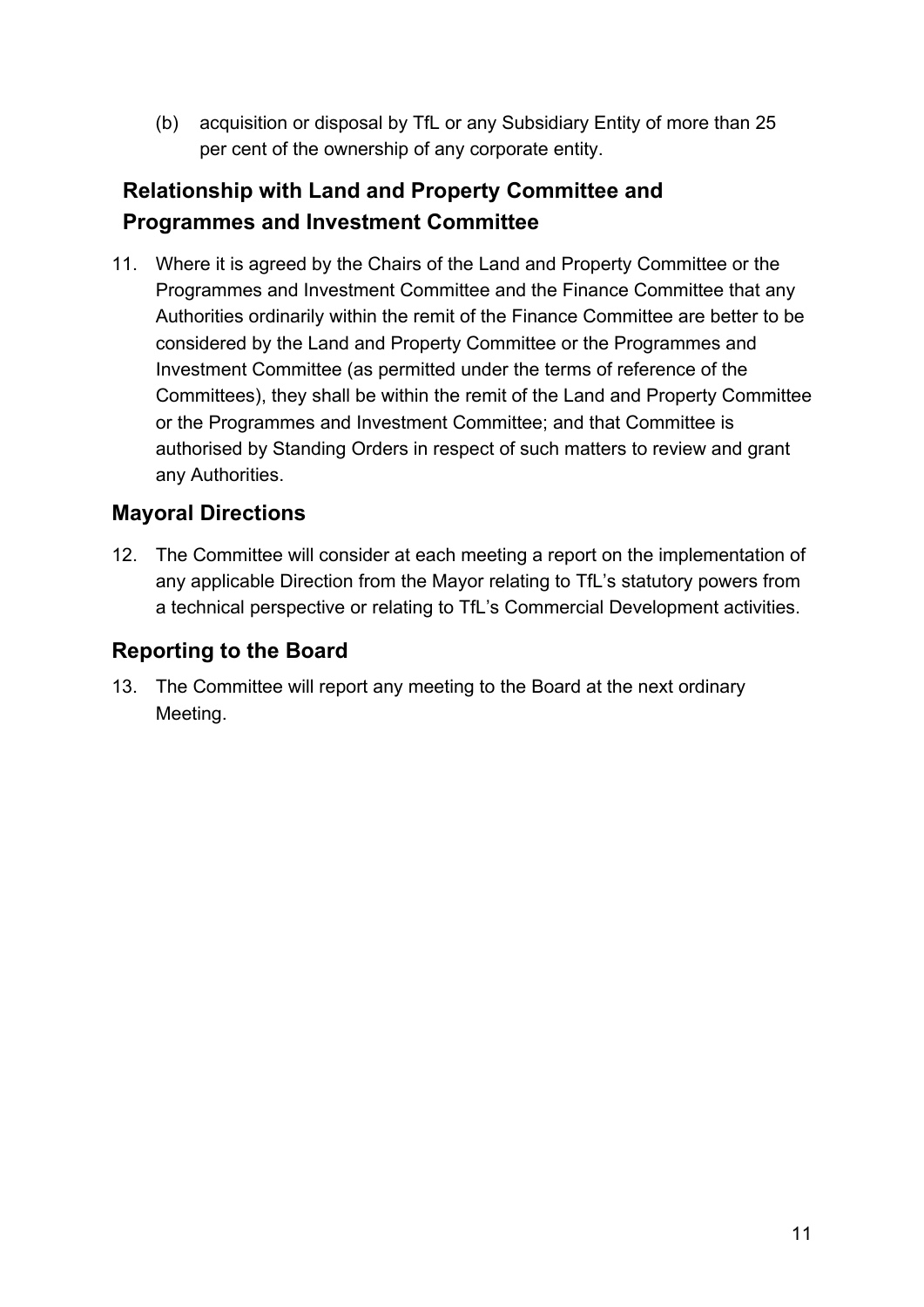(b) acquisition or disposal by TfL or any Subsidiary Entity of more than 25 per cent of the ownership of any corporate entity.

## Relationship with Land and Property Committee and Programmes and Investment Committee

11. Where it is agreed by the Chairs of the Land and Property Committee or the Programmes and Investment Committee and the Finance Committee that any Authorities ordinarily within the remit of the Finance Committee are better to be considered by the Land and Property Committee or the Programmes and Investment Committee (as permitted under the terms of reference of the Committees), they shall be within the remit of the Land and Property Committee or the Programmes and Investment Committee; and that Committee is authorised by Standing Orders in respect of such matters to review and grant any Authorities.

## Mayoral Directions

12. The Committee will consider at each meeting a report on the implementation of any applicable Direction from the Mayor relating to TfL's statutory powers from a technical perspective or relating to TfL's Commercial Development activities.

## Reporting to the Board

13. The Committee will report any meeting to the Board at the next ordinary Meeting.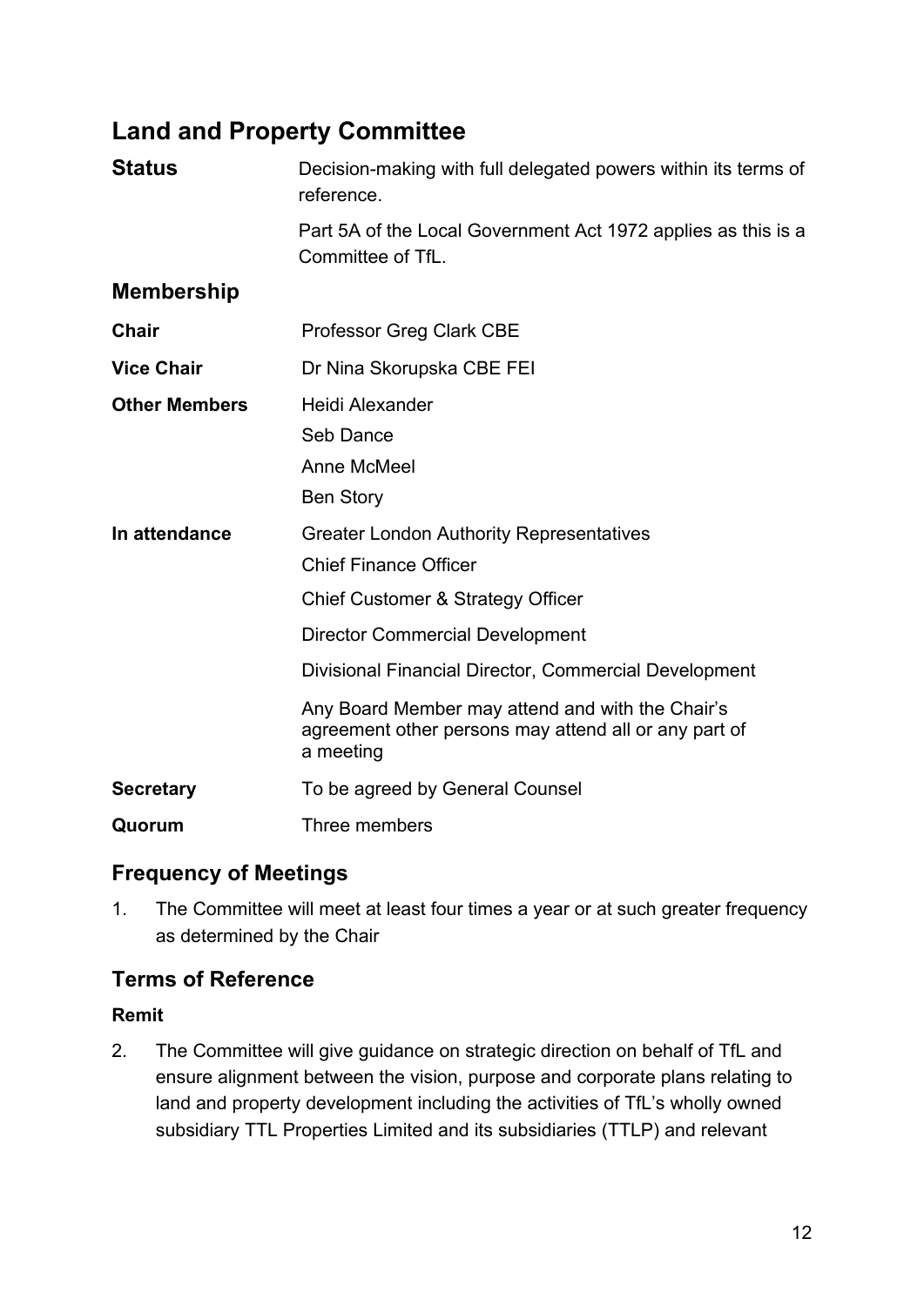## Land and Property Committee

**Status** Decision-making with full delegated powers within its terms of reference.

Part 5A of the Local Government Act 1972 applies as this is a Committee of TfL.

### Membership

**Chair** Professor Greg Clark CBE

**Vice Chair** Dr Nina Skorupska CBE FEI

**Other Members** Heidi Alexander

Seb Dance

Anne McMeel

Ben Story

**In attendance** Greater London Authority Representatives

Chief Finance Officer

Chief Customer & Strategy Officer

Director Commercial Development

Divisional Financial Director, Commercial Development

Any Board Member may attend and with the Chair's agreement other persons may attend all or any part of a meeting

**Secretary** To be agreed by General Counsel

**Quorum** Three members

### Frequency of Meetings

1. The Committee will meet at least four times a year or at such greater frequency as determined by the Chair

### Terms of Reference

**Remit**

2. The Committee will give guidance on strategic direction on behalf of TfL and ensure alignment between the vision, purpose and corporate plans relating to land and property development including the activities of TfL's wholly owned subsidiary TTL Properties Limited and its subsidiaries (TTLP) and relevant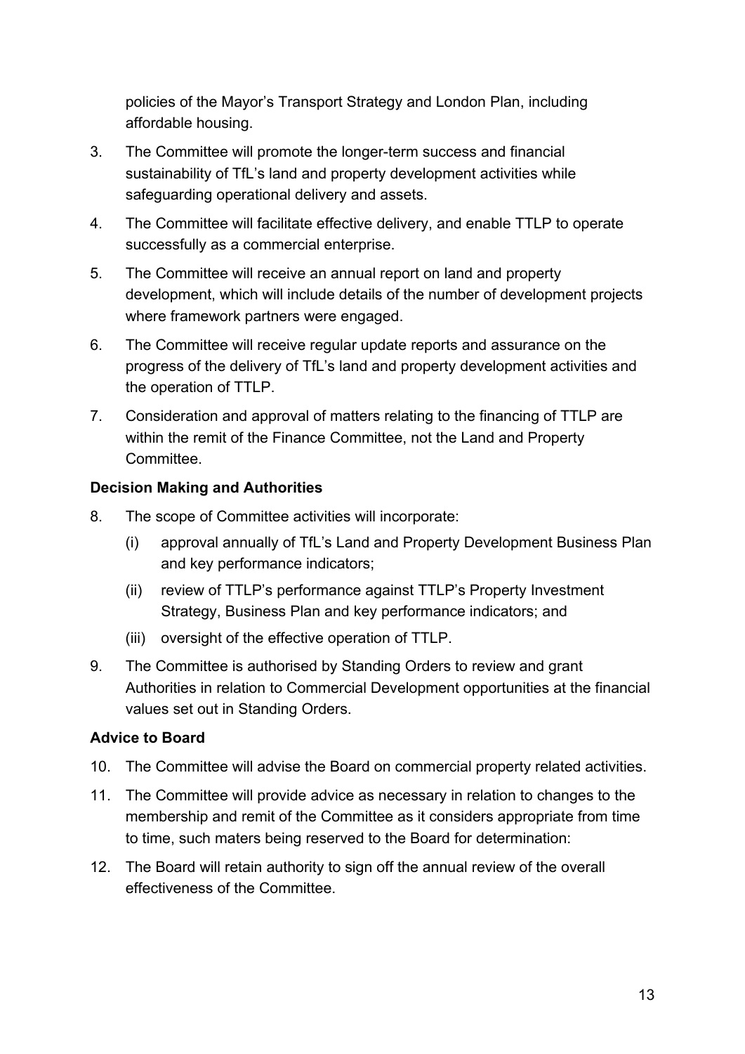policies of the Mayor's Transport Strategy and London Plan, including affordable housing.

3. The Committee will promote the longer-term success and financial sustainability of TfL's land and property development activities while safeguarding operational delivery and assets.

4. The Committee will facilitate effective delivery, and enable TTLP to operate successfully as a commercial enterprise.

5. The Committee will receive an annual report on land and property development, which will include details of the number of development projects where framework partners were engaged.

6. The Committee will receive regular update reports and assurance on the progress of the delivery of TfL's land and property development activities and the operation of TTLP.

7. Consideration and approval of matters relating to the financing of TTLP are within the remit of the Finance Committee, not the Land and Property Committee.

**Decision Making and Authorities**

8. The scope of Committee activities will incorporate:

   (i) approval annually of TfL's Land and Property Development Business Plan and key performance indicators;

   (ii) review of TTLP's performance against TTLP's Property Investment Strategy, Business Plan and key performance indicators; and

   (iii) oversight of the effective operation of TTLP.

9. The Committee is authorised by Standing Orders to review and grant Authorities in relation to Commercial Development opportunities at the financial values set out in Standing Orders.

**Advice to Board**

10. The Committee will advise the Board on commercial property related activities.

11. The Committee will provide advice as necessary in relation to changes to the membership and remit of the Committee as it considers appropriate from time to time, such maters being reserved to the Board for determination:

12. The Board will retain authority to sign off the annual review of the overall effectiveness of the Committee.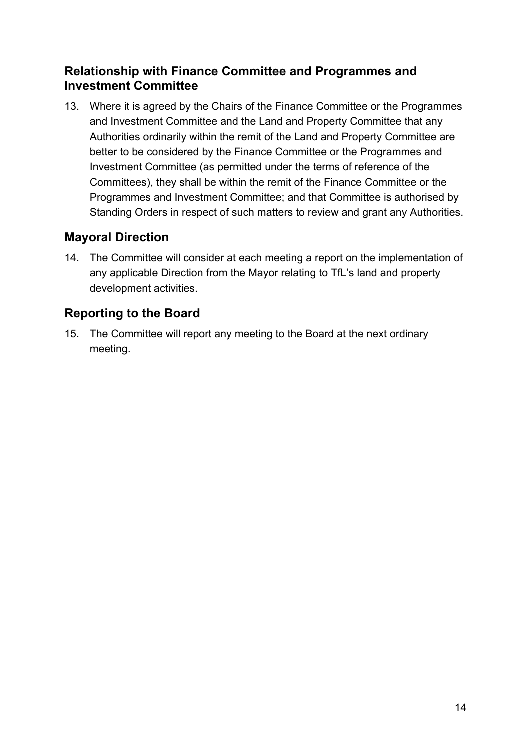## Relationship with Finance Committee and Programmes and Investment Committee

13. Where it is agreed by the Chairs of the Finance Committee or the Programmes and Investment Committee and the Land and Property Committee that any Authorities ordinarily within the remit of the Land and Property Committee are better to be considered by the Finance Committee or the Programmes and Investment Committee (as permitted under the terms of reference of the Committees), they shall be within the remit of the Finance Committee or the Programmes and Investment Committee; and that Committee is authorised by Standing Orders in respect of such matters to review and grant any Authorities.

## Mayoral Direction

14. The Committee will consider at each meeting a report on the implementation of any applicable Direction from the Mayor relating to TfL's land and property development activities.

## Reporting to the Board

15. The Committee will report any meeting to the Board at the next ordinary meeting.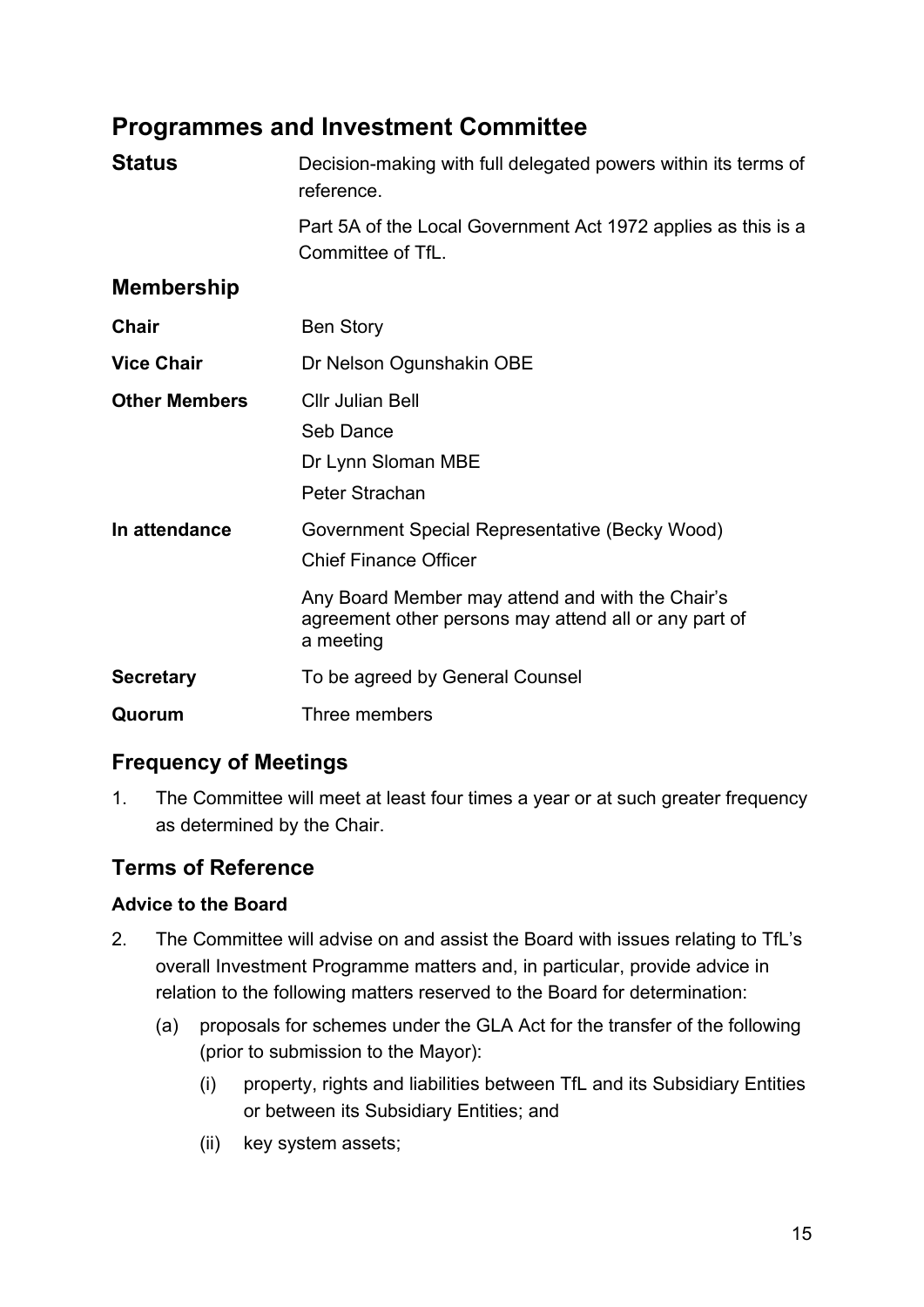## Programmes and Investment Committee

**Status** Decision-making with full delegated powers within its terms of reference.

Part 5A of the Local Government Act 1972 applies as this is a Committee of TfL.

### Membership

**Chair** Ben Story

**Vice Chair** Dr Nelson Ogunshakin OBE

**Other Members** Cllr Julian Bell
Seb Dance
Dr Lynn Sloman MBE
Peter Strachan

**In attendance** Government Special Representative (Becky Wood)
Chief Finance Officer

Any Board Member may attend and with the Chair's agreement other persons may attend all or any part of a meeting

**Secretary** To be agreed by General Counsel

**Quorum** Three members

### Frequency of Meetings

1. The Committee will meet at least four times a year or at such greater frequency as determined by the Chair.

### Terms of Reference

**Advice to the Board**

2. The Committee will advise on and assist the Board with issues relating to TfL's overall Investment Programme matters and, in particular, provide advice in relation to the following matters reserved to the Board for determination:

   (a) proposals for schemes under the GLA Act for the transfer of the following (prior to submission to the Mayor):

      (i) property, rights and liabilities between TfL and its Subsidiary Entities or between its Subsidiary Entities; and

      (ii) key system assets;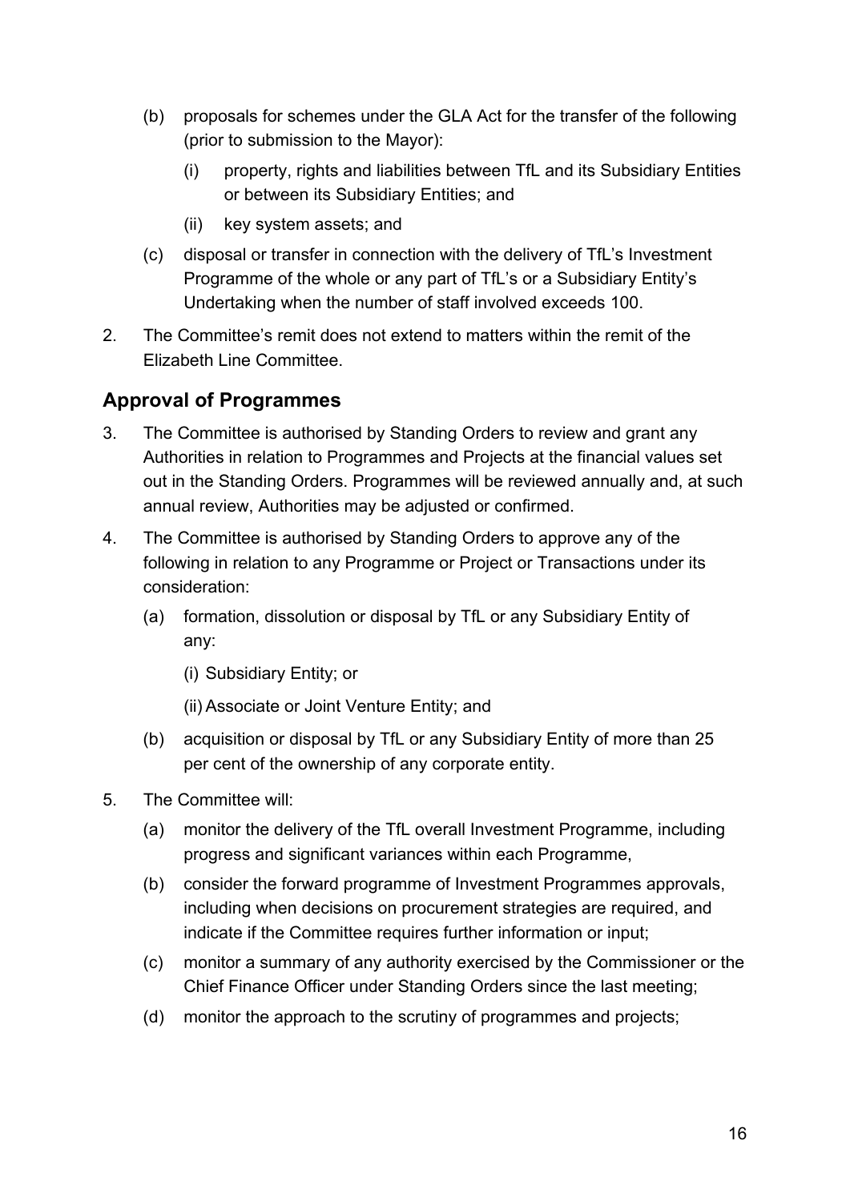(b) proposals for schemes under the GLA Act for the transfer of the following (prior to submission to the Mayor):

   (i) property, rights and liabilities between TfL and its Subsidiary Entities or between its Subsidiary Entities; and

   (ii) key system assets; and

(c) disposal or transfer in connection with the delivery of TfL's Investment Programme of the whole or any part of TfL's or a Subsidiary Entity's Undertaking when the number of staff involved exceeds 100.

2. The Committee's remit does not extend to matters within the remit of the Elizabeth Line Committee.

## Approval of Programmes

3. The Committee is authorised by Standing Orders to review and grant any Authorities in relation to Programmes and Projects at the financial values set out in the Standing Orders. Programmes will be reviewed annually and, at such annual review, Authorities may be adjusted or confirmed.

4. The Committee is authorised by Standing Orders to approve any of the following in relation to any Programme or Project or Transactions under its consideration:

   (a) formation, dissolution or disposal by TfL or any Subsidiary Entity of any:

      (i) Subsidiary Entity; or

      (ii) Associate or Joint Venture Entity; and

   (b) acquisition or disposal by TfL or any Subsidiary Entity of more than 25 per cent of the ownership of any corporate entity.

5. The Committee will:

   (a) monitor the delivery of the TfL overall Investment Programme, including progress and significant variances within each Programme,

   (b) consider the forward programme of Investment Programmes approvals, including when decisions on procurement strategies are required, and indicate if the Committee requires further information or input;

   (c) monitor a summary of any authority exercised by the Commissioner or the Chief Finance Officer under Standing Orders since the last meeting;

   (d) monitor the approach to the scrutiny of programmes and projects;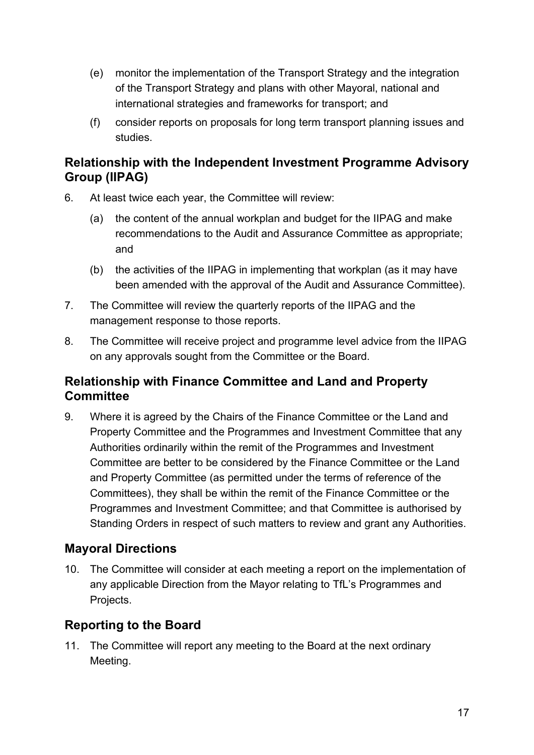(e) monitor the implementation of the Transport Strategy and the integration of the Transport Strategy and plans with other Mayoral, national and international strategies and frameworks for transport; and

(f) consider reports on proposals for long term transport planning issues and studies.

## Relationship with the Independent Investment Programme Advisory Group (IIPAG)

6. At least twice each year, the Committee will review:

   (a) the content of the annual workplan and budget for the IIPAG and make recommendations to the Audit and Assurance Committee as appropriate; and

   (b) the activities of the IIPAG in implementing that workplan (as it may have been amended with the approval of the Audit and Assurance Committee).

7. The Committee will review the quarterly reports of the IIPAG and the management response to those reports.

8. The Committee will receive project and programme level advice from the IIPAG on any approvals sought from the Committee or the Board.

## Relationship with Finance Committee and Land and Property Committee

9. Where it is agreed by the Chairs of the Finance Committee or the Land and Property Committee and the Programmes and Investment Committee that any Authorities ordinarily within the remit of the Programmes and Investment Committee are better to be considered by the Finance Committee or the Land and Property Committee (as permitted under the terms of reference of the Committees), they shall be within the remit of the Finance Committee or the Programmes and Investment Committee; and that Committee is authorised by Standing Orders in respect of such matters to review and grant any Authorities.

## Mayoral Directions

10. The Committee will consider at each meeting a report on the implementation of any applicable Direction from the Mayor relating to TfL's Programmes and Projects.

## Reporting to the Board

11. The Committee will report any meeting to the Board at the next ordinary Meeting.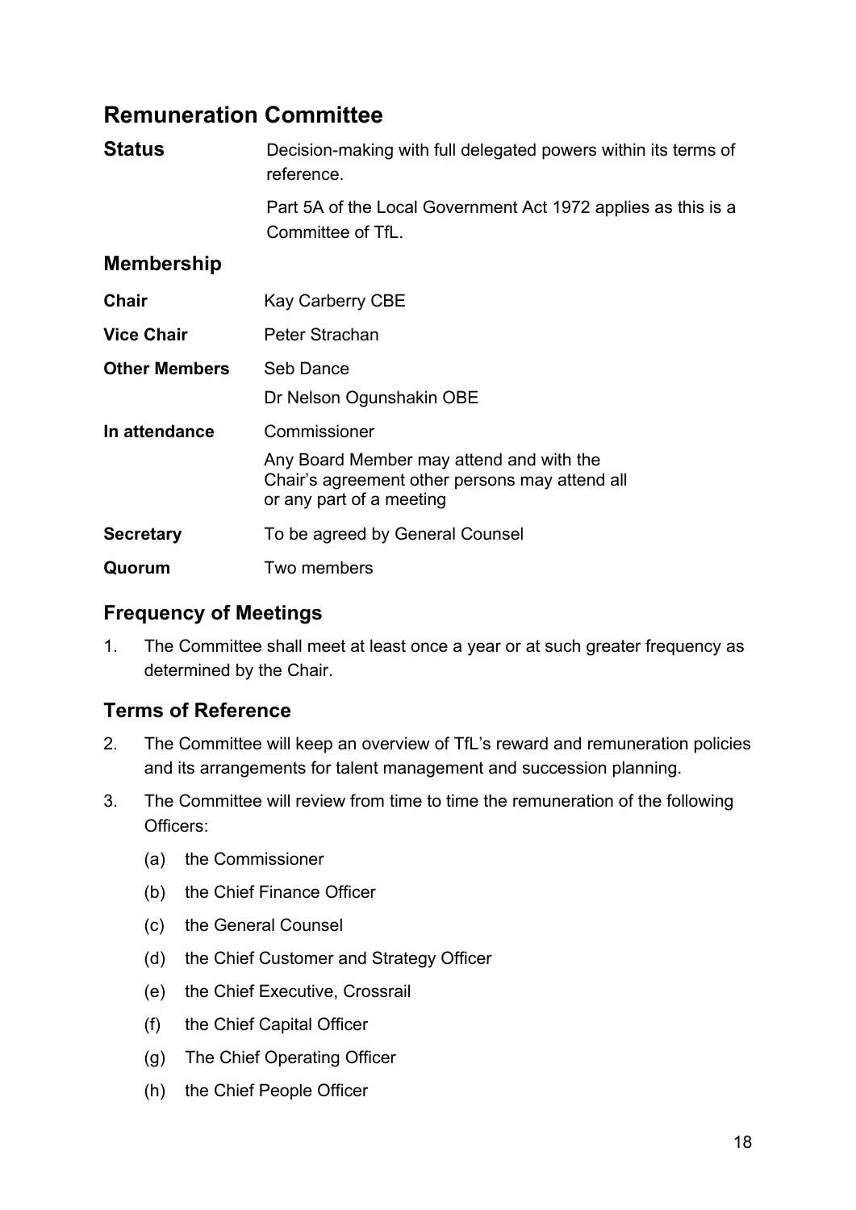## Remuneration Committee

| | |
|---|---|
| **Status** | Decision-making with full delegated powers within its terms of reference. |
| | Part 5A of the Local Government Act 1972 applies as this is a Committee of TfL. |

### Membership

| | |
|---|---|
| **Chair** | Kay Carberry CBE |
| **Vice Chair** | Peter Strachan |
| **Other Members** | Seb Dance |
| | Dr Nelson Ogunshakin OBE |
| **In attendance** | Commissioner |
| | Any Board Member may attend and with the Chair's agreement other persons may attend all or any part of a meeting |
| **Secretary** | To be agreed by General Counsel |
| **Quorum** | Two members |

### Frequency of Meetings

1. The Committee shall meet at least once a year or at such greater frequency as determined by the Chair.

### Terms of Reference

2. The Committee will keep an overview of TfL's reward and remuneration policies and its arrangements for talent management and succession planning.

3. The Committee will review from time to time the remuneration of the following Officers:

   (a) the Commissioner

   (b) the Chief Finance Officer

   (c) the General Counsel

   (d) the Chief Customer and Strategy Officer

   (e) the Chief Executive, Crossrail

   (f) the Chief Capital Officer

   (g) The Chief Operating Officer

   (h) the Chief People Officer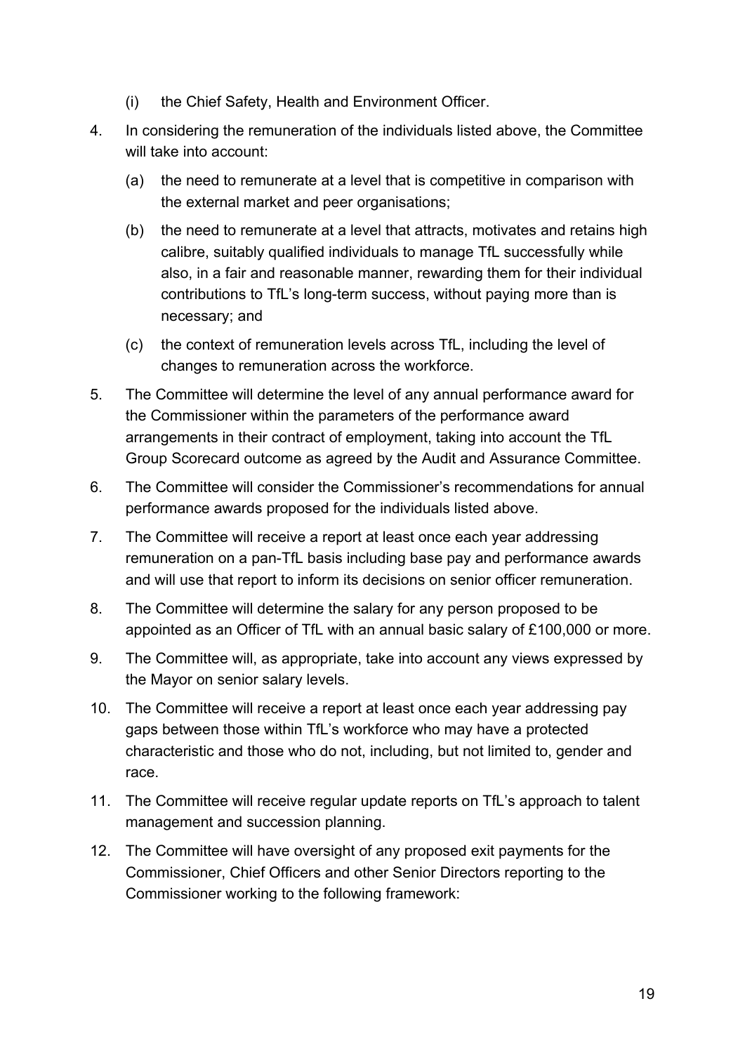(i) the Chief Safety, Health and Environment Officer.

4. In considering the remuneration of the individuals listed above, the Committee will take into account:

   (a) the need to remunerate at a level that is competitive in comparison with the external market and peer organisations;

   (b) the need to remunerate at a level that attracts, motivates and retains high calibre, suitably qualified individuals to manage TfL successfully while also, in a fair and reasonable manner, rewarding them for their individual contributions to TfL's long-term success, without paying more than is necessary; and

   (c) the context of remuneration levels across TfL, including the level of changes to remuneration across the workforce.

5. The Committee will determine the level of any annual performance award for the Commissioner within the parameters of the performance award arrangements in their contract of employment, taking into account the TfL Group Scorecard outcome as agreed by the Audit and Assurance Committee.

6. The Committee will consider the Commissioner's recommendations for annual performance awards proposed for the individuals listed above.

7. The Committee will receive a report at least once each year addressing remuneration on a pan-TfL basis including base pay and performance awards and will use that report to inform its decisions on senior officer remuneration.

8. The Committee will determine the salary for any person proposed to be appointed as an Officer of TfL with an annual basic salary of £100,000 or more.

9. The Committee will, as appropriate, take into account any views expressed by the Mayor on senior salary levels.

10. The Committee will receive a report at least once each year addressing pay gaps between those within TfL's workforce who may have a protected characteristic and those who do not, including, but not limited to, gender and race.

11. The Committee will receive regular update reports on TfL's approach to talent management and succession planning.

12. The Committee will have oversight of any proposed exit payments for the Commissioner, Chief Officers and other Senior Directors reporting to the Commissioner working to the following framework: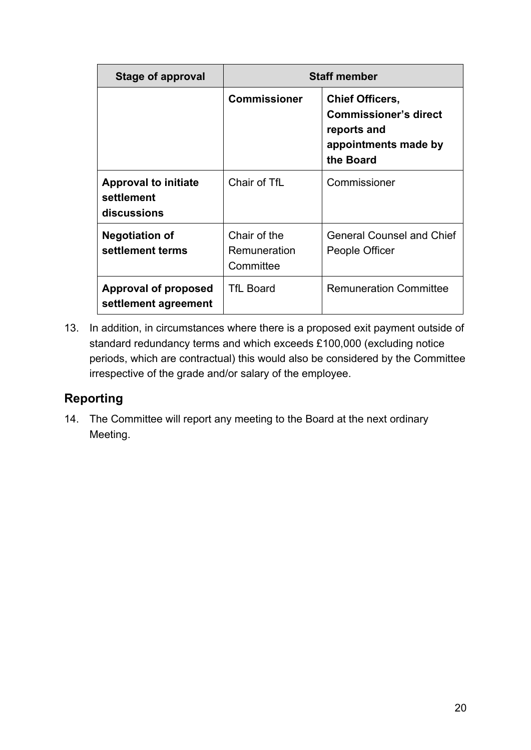| Stage of approval | Staff member | |
|---|---|---|
| | **Commissioner** | **Chief Officers, Commissioner's direct reports and appointments made by the Board** |
| **Approval to initiate settlement discussions** | Chair of TfL | Commissioner |
| **Negotiation of settlement terms** | Chair of the Remuneration Committee | General Counsel and Chief People Officer |
| **Approval of proposed settlement agreement** | TfL Board | Remuneration Committee |

13. In addition, in circumstances where there is a proposed exit payment outside of standard redundancy terms and which exceeds £100,000 (excluding notice periods, which are contractual) this would also be considered by the Committee irrespective of the grade and/or salary of the employee.

## Reporting

14. The Committee will report any meeting to the Board at the next ordinary Meeting.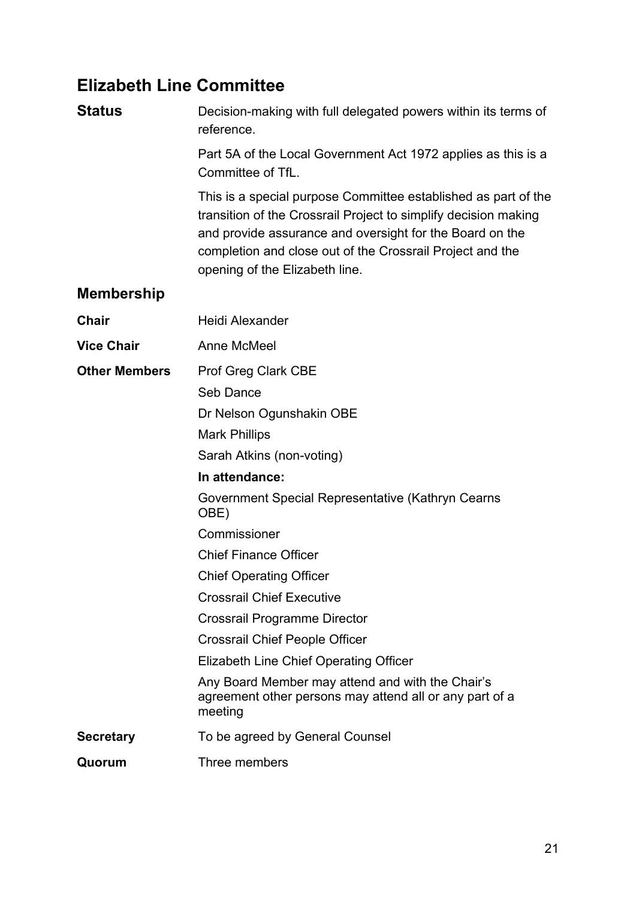## Elizabeth Line Committee

**Status**

Decision-making with full delegated powers within its terms of reference.

Part 5A of the Local Government Act 1972 applies as this is a Committee of TfL.

This is a special purpose Committee established as part of the transition of the Crossrail Project to simplify decision making and provide assurance and oversight for the Board on the completion and close out of the Crossrail Project and the opening of the Elizabeth line.

### Membership

**Chair** Heidi Alexander

**Vice Chair** Anne McMeel

**Other Members**

Prof Greg Clark CBE

Seb Dance

Dr Nelson Ogunshakin OBE

Mark Phillips

Sarah Atkins (non-voting)

**In attendance:**

Government Special Representative (Kathryn Cearns OBE)

Commissioner

Chief Finance Officer

Chief Operating Officer

Crossrail Chief Executive

Crossrail Programme Director

Crossrail Chief People Officer

Elizabeth Line Chief Operating Officer

Any Board Member may attend and with the Chair's agreement other persons may attend all or any part of a meeting

**Secretary** To be agreed by General Counsel

**Quorum** Three members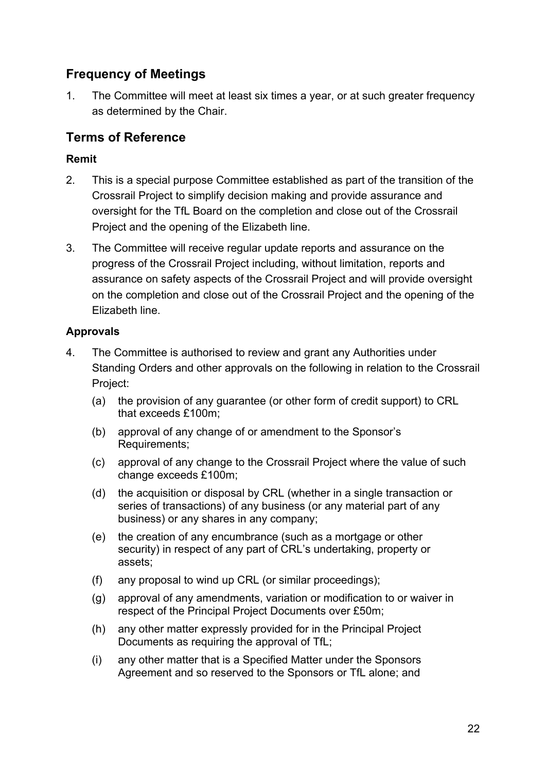## Frequency of Meetings

1. The Committee will meet at least six times a year, or at such greater frequency as determined by the Chair.

## Terms of Reference

### Remit

2. This is a special purpose Committee established as part of the transition of the Crossrail Project to simplify decision making and provide assurance and oversight for the TfL Board on the completion and close out of the Crossrail Project and the opening of the Elizabeth line.

3. The Committee will receive regular update reports and assurance on the progress of the Crossrail Project including, without limitation, reports and assurance on safety aspects of the Crossrail Project and will provide oversight on the completion and close out of the Crossrail Project and the opening of the Elizabeth line.

### Approvals

4. The Committee is authorised to review and grant any Authorities under Standing Orders and other approvals on the following in relation to the Crossrail Project:

   (a) the provision of any guarantee (or other form of credit support) to CRL that exceeds £100m;

   (b) approval of any change of or amendment to the Sponsor's Requirements;

   (c) approval of any change to the Crossrail Project where the value of such change exceeds £100m;

   (d) the acquisition or disposal by CRL (whether in a single transaction or series of transactions) of any business (or any material part of any business) or any shares in any company;

   (e) the creation of any encumbrance (such as a mortgage or other security) in respect of any part of CRL's undertaking, property or assets;

   (f) any proposal to wind up CRL (or similar proceedings);

   (g) approval of any amendments, variation or modification to or waiver in respect of the Principal Project Documents over £50m;

   (h) any other matter expressly provided for in the Principal Project Documents as requiring the approval of TfL;

   (i) any other matter that is a Specified Matter under the Sponsors Agreement and so reserved to the Sponsors or TfL alone; and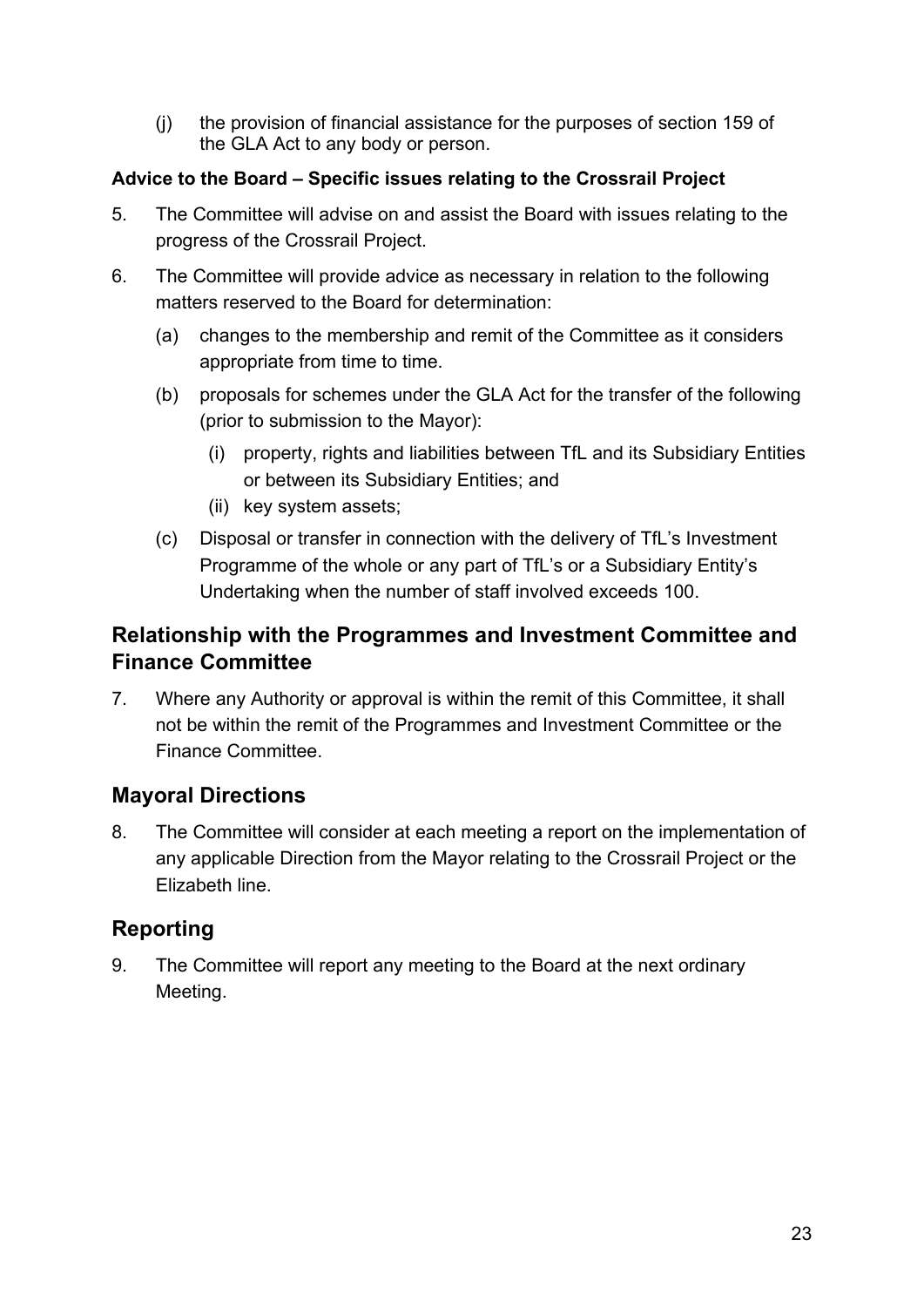(j) the provision of financial assistance for the purposes of section 159 of the GLA Act to any body or person.

**Advice to the Board – Specific issues relating to the Crossrail Project**

5. The Committee will advise on and assist the Board with issues relating to the progress of the Crossrail Project.

6. The Committee will provide advice as necessary in relation to the following matters reserved to the Board for determination:

   (a) changes to the membership and remit of the Committee as it considers appropriate from time to time.

   (b) proposals for schemes under the GLA Act for the transfer of the following (prior to submission to the Mayor):

      (i) property, rights and liabilities between TfL and its Subsidiary Entities or between its Subsidiary Entities; and

      (ii) key system assets;

   (c) Disposal or transfer in connection with the delivery of TfL's Investment Programme of the whole or any part of TfL's or a Subsidiary Entity's Undertaking when the number of staff involved exceeds 100.

## Relationship with the Programmes and Investment Committee and Finance Committee

7. Where any Authority or approval is within the remit of this Committee, it shall not be within the remit of the Programmes and Investment Committee or the Finance Committee.

## Mayoral Directions

8. The Committee will consider at each meeting a report on the implementation of any applicable Direction from the Mayor relating to the Crossrail Project or the Elizabeth line.

## Reporting

9. The Committee will report any meeting to the Board at the next ordinary Meeting.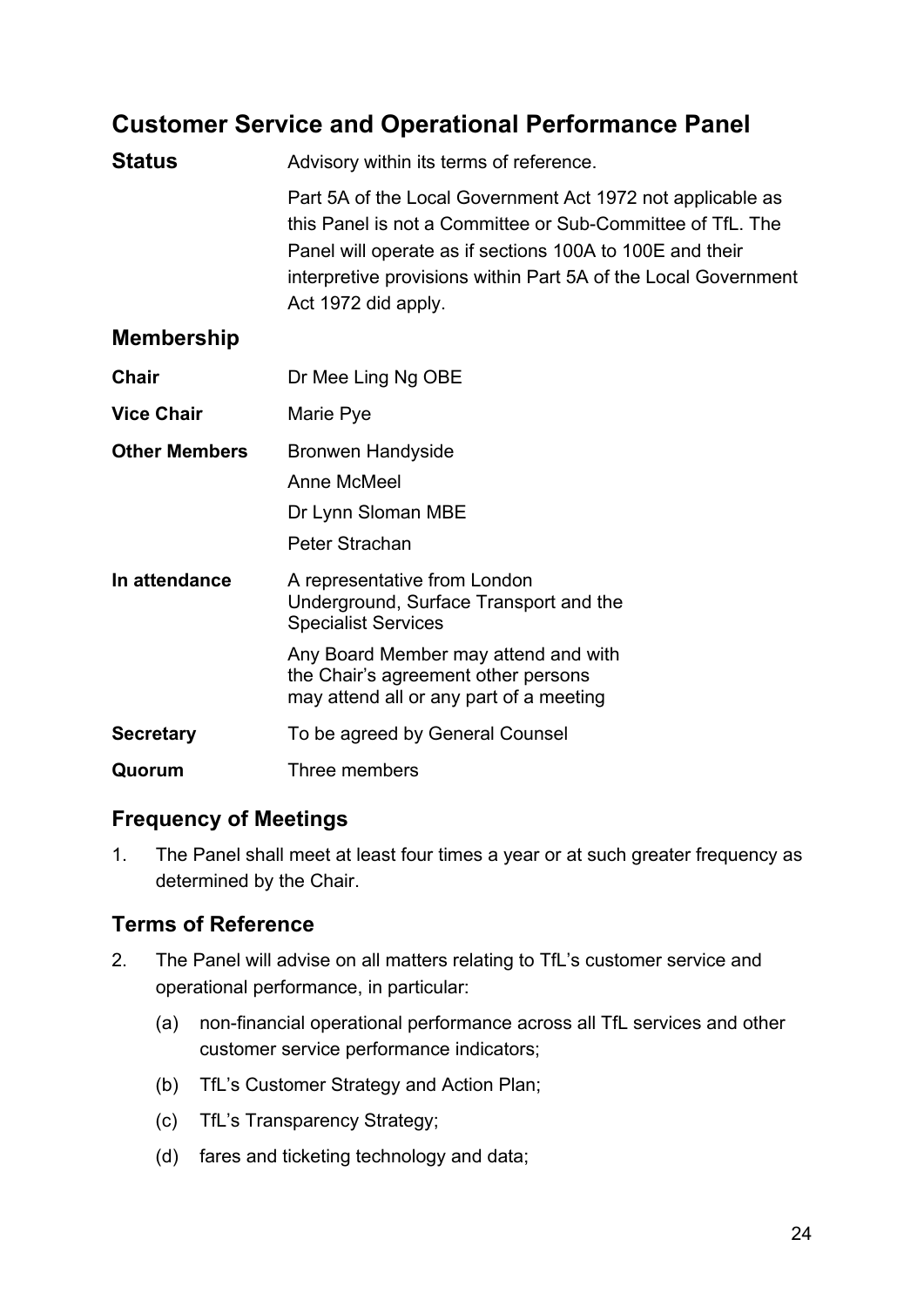## Customer Service and Operational Performance Panel

| | |
|---|---|
| **Status** | Advisory within its terms of reference. |
| | Part 5A of the Local Government Act 1972 not applicable as this Panel is not a Committee or Sub-Committee of TfL. The Panel will operate as if sections 100A to 100E and their interpretive provisions within Part 5A of the Local Government Act 1972 did apply. |

### Membership

| | |
|---|---|
| **Chair** | Dr Mee Ling Ng OBE |
| **Vice Chair** | Marie Pye |
| **Other Members** | Bronwen Handyside<br>Anne McMeel<br>Dr Lynn Sloman MBE<br>Peter Strachan |
| **In attendance** | A representative from London Underground, Surface Transport and the Specialist Services<br>Any Board Member may attend and with the Chair's agreement other persons may attend all or any part of a meeting |
| **Secretary** | To be agreed by General Counsel |
| **Quorum** | Three members |

### Frequency of Meetings

1. The Panel shall meet at least four times a year or at such greater frequency as determined by the Chair.

### Terms of Reference

2. The Panel will advise on all matters relating to TfL's customer service and operational performance, in particular:

   (a) non-financial operational performance across all TfL services and other customer service performance indicators;

   (b) TfL's Customer Strategy and Action Plan;

   (c) TfL's Transparency Strategy;

   (d) fares and ticketing technology and data;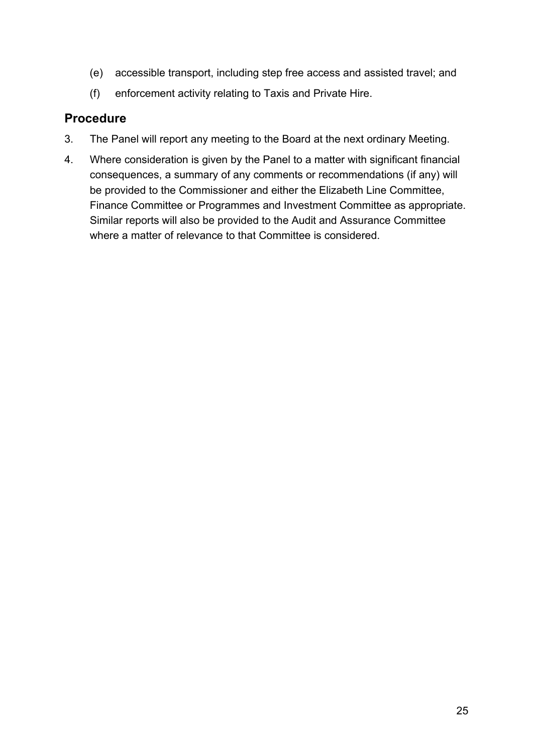(e) accessible transport, including step free access and assisted travel; and

(f) enforcement activity relating to Taxis and Private Hire.

## Procedure

3. The Panel will report any meeting to the Board at the next ordinary Meeting.

4. Where consideration is given by the Panel to a matter with significant financial consequences, a summary of any comments or recommendations (if any) will be provided to the Commissioner and either the Elizabeth Line Committee, Finance Committee or Programmes and Investment Committee as appropriate. Similar reports will also be provided to the Audit and Assurance Committee where a matter of relevance to that Committee is considered.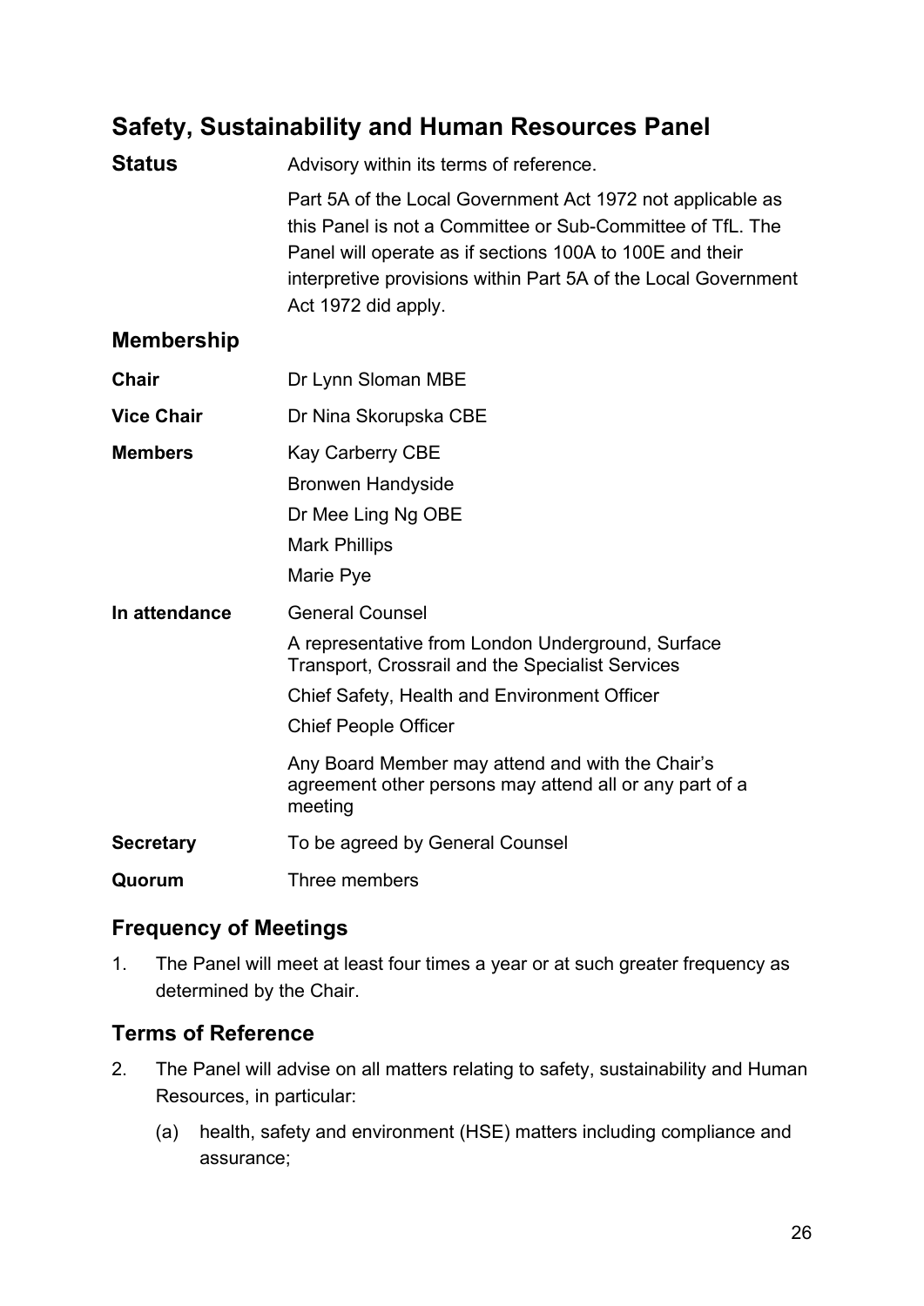## Safety, Sustainability and Human Resources Panel

**Status** Advisory within its terms of reference.

Part 5A of the Local Government Act 1972 not applicable as this Panel is not a Committee or Sub-Committee of TfL. The Panel will operate as if sections 100A to 100E and their interpretive provisions within Part 5A of the Local Government Act 1972 did apply.

### Membership

**Chair** Dr Lynn Sloman MBE

**Vice Chair** Dr Nina Skorupska CBE

**Members** Kay Carberry CBE
Bronwen Handyside
Dr Mee Ling Ng OBE
Mark Phillips
Marie Pye

**In attendance** General Counsel

A representative from London Underground, Surface Transport, Crossrail and the Specialist Services

Chief Safety, Health and Environment Officer

Chief People Officer

Any Board Member may attend and with the Chair's agreement other persons may attend all or any part of a meeting

**Secretary** To be agreed by General Counsel

**Quorum** Three members

### Frequency of Meetings

1. The Panel will meet at least four times a year or at such greater frequency as determined by the Chair.

### Terms of Reference

2. The Panel will advise on all matters relating to safety, sustainability and Human Resources, in particular:

   (a) health, safety and environment (HSE) matters including compliance and assurance;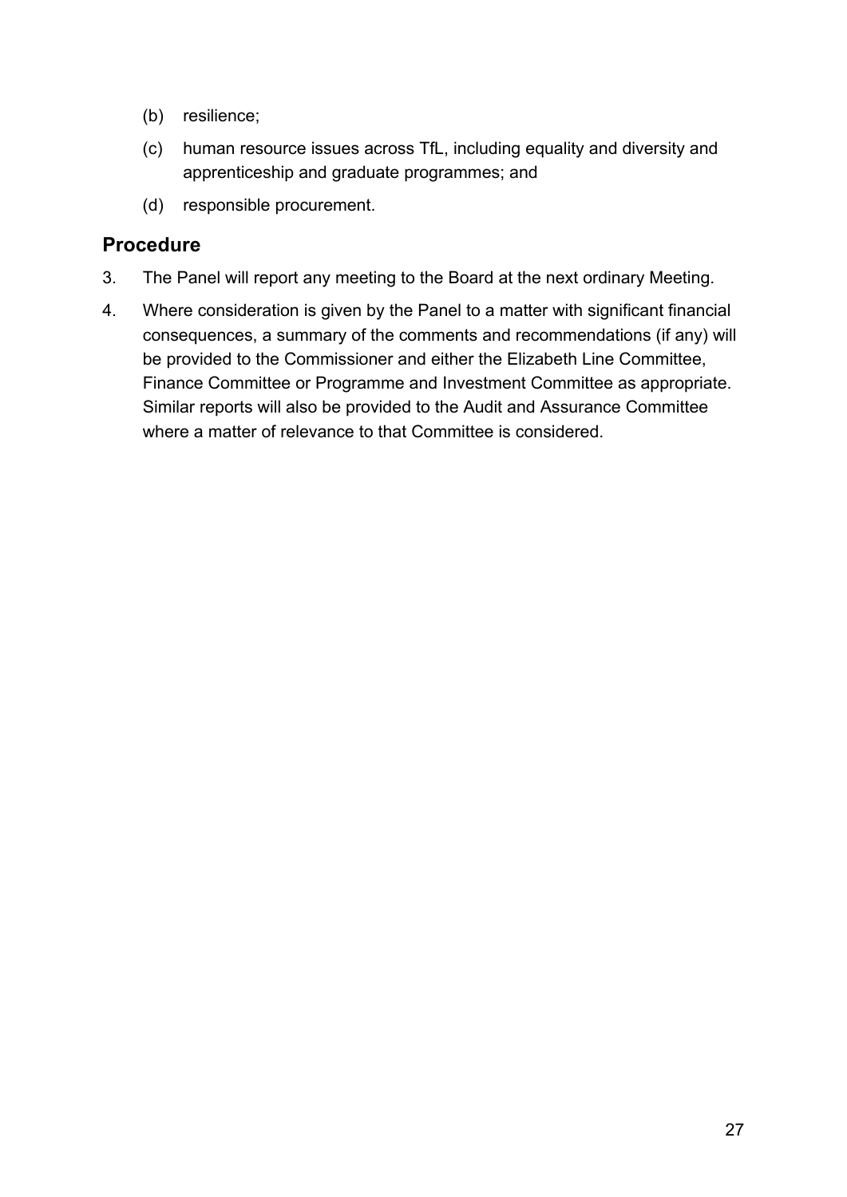(b) resilience;

(c) human resource issues across TfL, including equality and diversity and apprenticeship and graduate programmes; and

(d) responsible procurement.

## Procedure

3. The Panel will report any meeting to the Board at the next ordinary Meeting.

4. Where consideration is given by the Panel to a matter with significant financial consequences, a summary of the comments and recommendations (if any) will be provided to the Commissioner and either the Elizabeth Line Committee, Finance Committee or Programme and Investment Committee as appropriate. Similar reports will also be provided to the Audit and Assurance Committee where a matter of relevance to that Committee is considered.